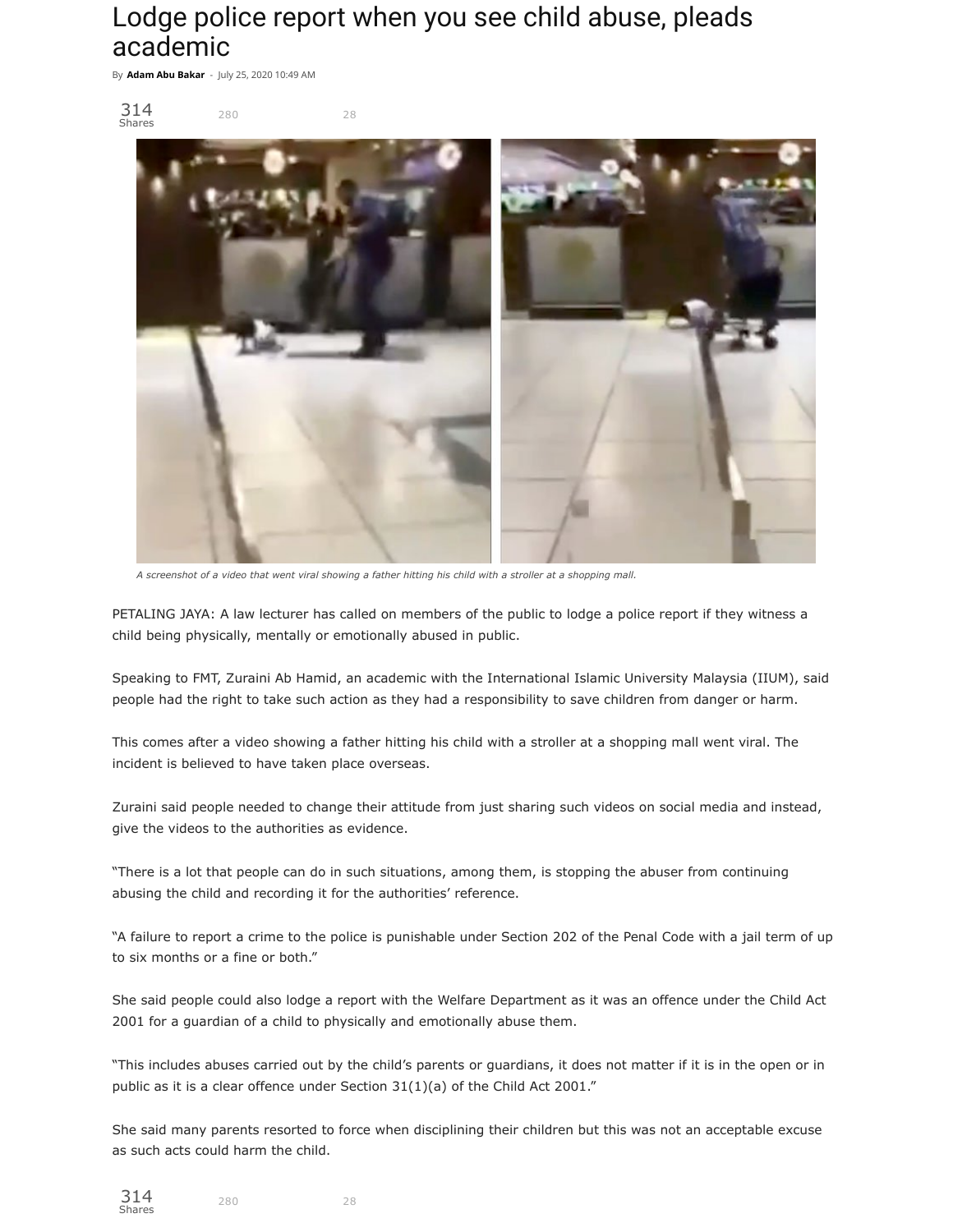# Lodge police report when you see child abuse, pleads academic

By **Adam Abu Bakar** - July 25, 2020 10:49 AM

*A screenshot of a video that went viral showing a father hitting his child with a stroller at a shopping mall.*

PETALING JAYA: A law lecturer has called on members of the public to lodge a police report if they witness a child being physically, mentally or emotionally abused in public.

Speaking to FMT, Zuraini Ab Hamid, an academic with the International Islamic University Malaysia (IIUM), said people had the right to take such action as they had a responsibility to save children from danger or harm.

This comes after a video showing a father hitting his child with a stroller at a shopping mall went viral. The incident is believed to have taken place overseas.

Zuraini said people needed to change their attitude from just sharing such videos on social media and instead, give the videos to the authorities as evidence.

"There is a lot that people can do in such situations, among them, is stopping the abuser from continuing abusing the child and recording it for the authorities' reference.

"A failure to report a crime to the police is punishable under Section 202 of the Penal Code with a jail term of up to six months or a fine or both."

She said people could also lodge a report with the Welfare Department as it was an offence under the Child Act 2001 for a guardian of a child to physically and emotionally abuse them.

"This includes abuses carried out by the child's parents or guardians, it does not matter if it is in the open or in public as it is a clear offence under Section 31(1)(a) of the Child Act 2001."

She said many parents resorted to force when disciplining their children but this was not an acceptable excuse as such acts could harm the child.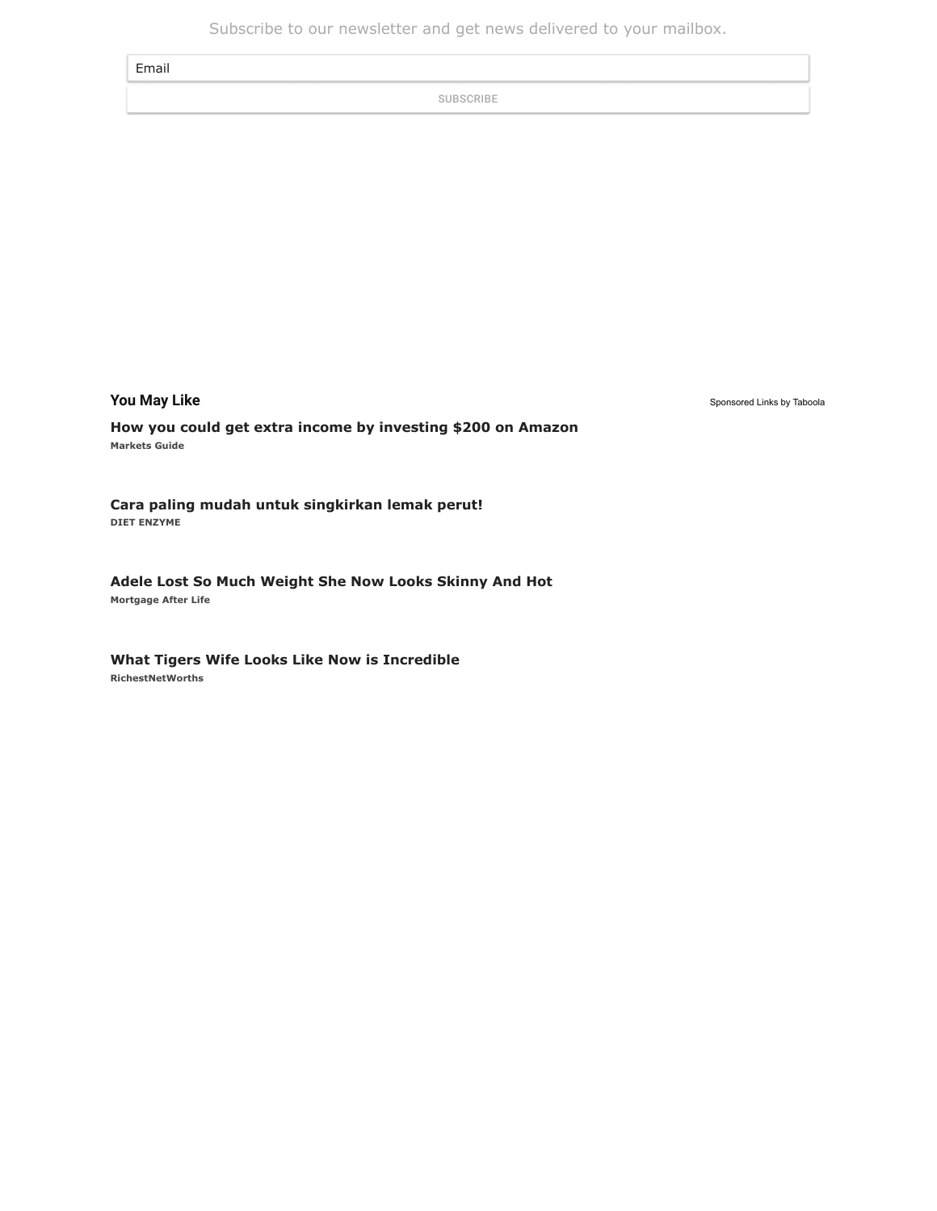Subscribe to our newsletter and get news delivered to your mailbox.

Email

SUBSCRIBE

## You May Like

Sponsored Links by Taboola

**How you could get extra income by investing $200 on Amazon**
Markets Guide

**Cara paling mudah untuk singkirkan lemak perut!**
DIET ENZYME

**Adele Lost So Much Weight She Now Looks Skinny And Hot**
Mortgage After Life

**What Tigers Wife Looks Like Now is Incredible**
RichestNetWorths